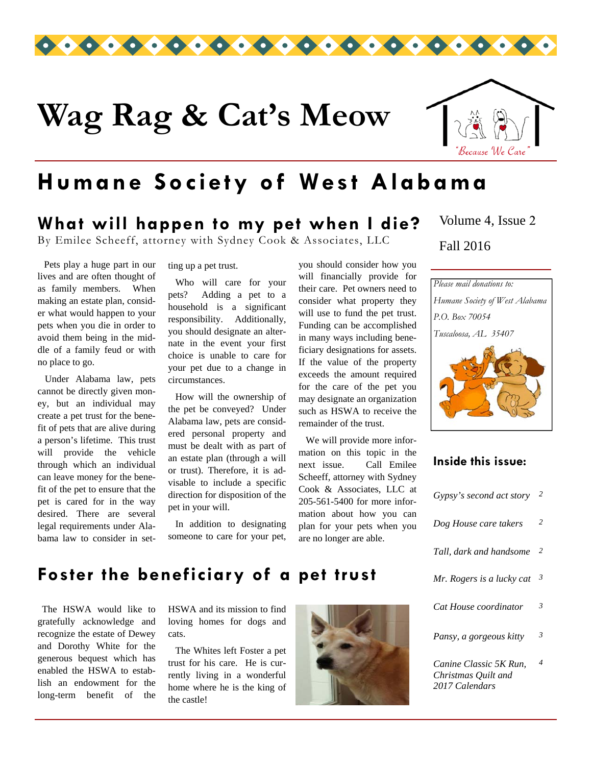# Wag Rag & Cat's Meow

"Because We Care"

## Humane Society of West Alabama

Volume 4, Issue 2

Fall 2016

### What will happen to my pet when I die?

By Emilee Scheeff, attorney with Sydney Cook & Associates, LLC

Pets play a huge part in our lives and are often thought of as family members. When making an estate plan, consider what would happen to your pets when you die in order to avoid them being in the middle of a family feud or with no place to go.

Under Alabama law, pets cannot be directly given money, but an individual may create a pet trust for the benefit of pets that are alive during a person's lifetime. This trust will provide the vehicle through which an individual can leave money for the benefit of the pet to ensure that the pet is cared for in the way desired. There are several legal requirements under Alabama law to consider in setting up a pet trust.

Who will care for your pets? Adding a pet to a household is a significant responsibility. Additionally, you should designate an alternate in the event your first choice is unable to care for your pet due to a change in circumstances.

How will the ownership of the pet be conveyed? Under Alabama law, pets are considered personal property and must be dealt with as part of an estate plan (through a will or trust). Therefore, it is advisable to include a specific direction for disposition of the pet in your will.

In addition to designating someone to care for your pet, you should consider how you will financially provide for their care. Pet owners need to consider what property they will use to fund the pet trust. Funding can be accomplished in many ways including beneficiary designations for assets. If the value of the property exceeds the amount required for the care of the pet you may designate an organization such as HSWA to receive the remainder of the trust.

We will provide more information on this topic in the next issue. Call Emilee Scheeff, attorney with Sydney Cook & Associates, LLC at 205-561-5400 for more information about how you can plan for your pets when you are no longer are able.

### Foster the beneficiary of a pet trust

The HSWA would like to gratefully acknowledge and recognize the estate of Dewey and Dorothy White for the generous bequest which has enabled the HSWA to establish an endowment for the long-term benefit of the HSWA and its mission to find loving homes for dogs and cats.

The Whites left Foster a pet trust for his care. He is currently living in a wonderful home where he is the king of the castle!

*Please mail donations to:*
*Humane Society of West Alabama*
*P.O. Box 70054*
*Tuscaloosa, AL 35407*

#### Inside this issue:

| | |
|---|---|
| *Gypsy's second act story* | 2 |
| *Dog House care takers* | 2 |
| *Tall, dark and handsome* | 2 |
| *Mr. Rogers is a lucky cat* | 3 |
| *Cat House coordinator* | 3 |
| *Pansy, a gorgeous kitty* | 3 |
| *Canine Classic 5K Run, Christmas Quilt and 2017 Calendars* | 4 |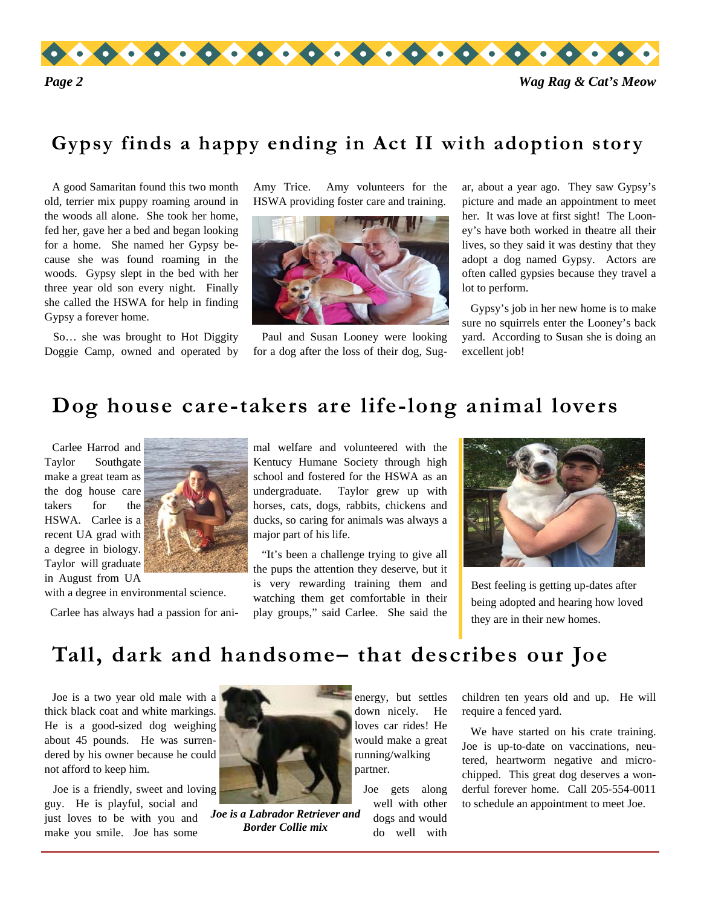## Gypsy finds a happy ending in Act II with adoption story

A good Samaritan found this two month old, terrier mix puppy roaming around in the woods all alone. She took her home, fed her, gave her a bed and began looking for a home. She named her Gypsy because she was found roaming in the woods. Gypsy slept in the bed with her three year old son every night. Finally she called the HSWA for help in finding Gypsy a forever home.

So… she was brought to Hot Diggity Doggie Camp, owned and operated by Amy Trice. Amy volunteers for the HSWA providing foster care and training.

Paul and Susan Looney were looking for a dog after the loss of their dog, Sugar, about a year ago. They saw Gypsy's picture and made an appointment to meet her. It was love at first sight! The Looney's have both worked in theatre all their lives, so they said it was destiny that they adopt a dog named Gypsy. Actors are often called gypsies because they travel a lot to perform.

Gypsy's job in her new home is to make sure no squirrels enter the Looney's back yard. According to Susan she is doing an excellent job!

## Dog house care-takers are life-long animal lovers

Carlee Harrod and Taylor Southgate make a great team as the dog house care takers for the HSWA. Carlee is a recent UA grad with a degree in biology. Taylor will graduate in August from UA with a degree in environmental science.

Carlee has always had a passion for animal welfare and volunteered with the Kentucky Humane Society through high school and fostered for the HSWA as an undergraduate. Taylor grew up with horses, cats, dogs, rabbits, chickens and ducks, so caring for animals was always a major part of his life.

"It's been a challenge trying to give all the pups the attention they deserve, but it is very rewarding training them and watching them get comfortable in their play groups," said Carlee. She said the

Best feeling is getting up-dates after being adopted and hearing how loved they are in their new homes.

## Tall, dark and handsome– that describes our Joe

Joe is a two year old male with a thick black coat and white markings. He is a good-sized dog weighing about 45 pounds. He was surrendered by his owner because he could not afford to keep him.

Joe is a friendly, sweet and loving guy. He is playful, social and just loves to be with you and make you smile. Joe has some energy, but settles down nicely. He loves car rides! He would make a great running/walking partner.

*Joe is a Labrador Retriever and Border Collie mix*

Joe gets along well with other dogs and would do well with children ten years old and up. He will require a fenced yard.

We have started on his crate training. Joe is up-to-date on vaccinations, neutered, heartworm negative and microchipped. This great dog deserves a wonderful forever home. Call 205-554-0011 to schedule an appointment to meet Joe.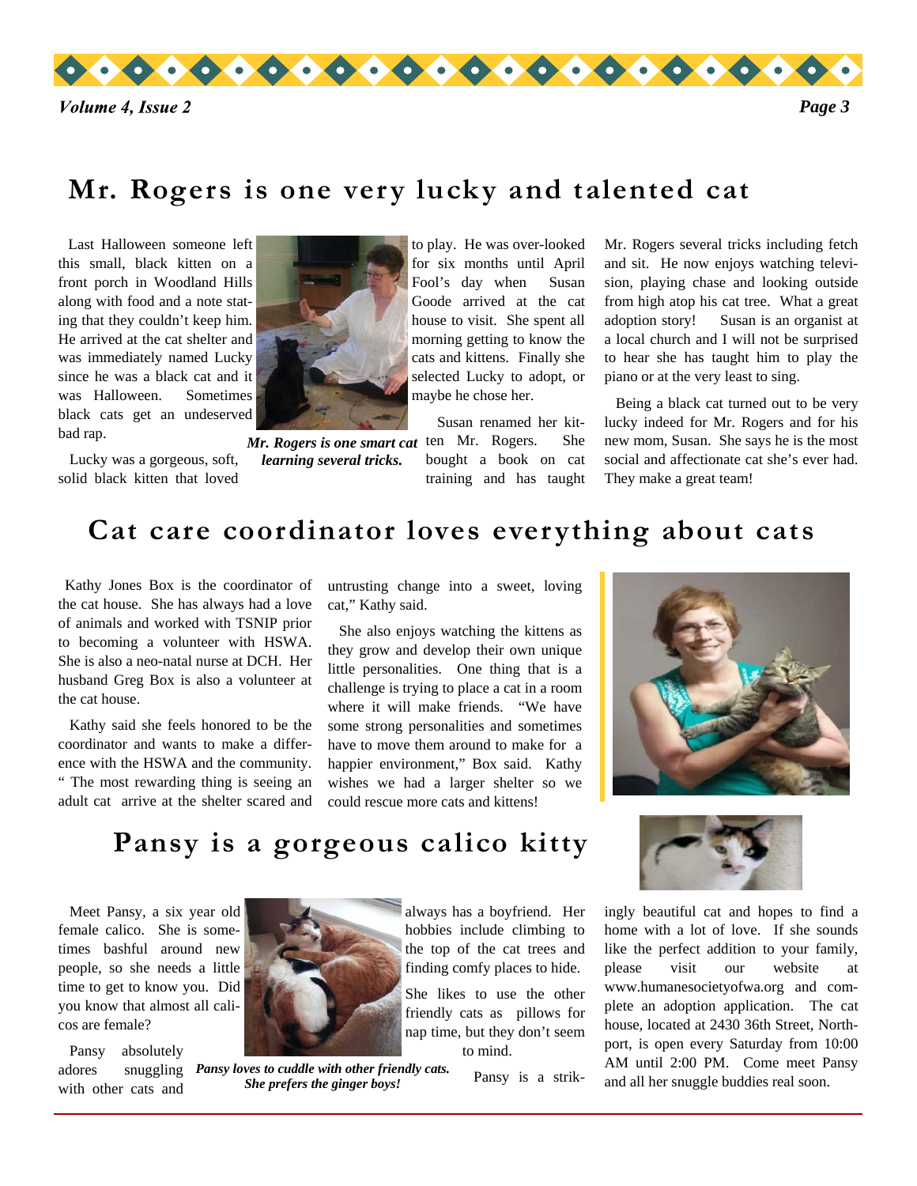## Mr. Rogers is one very lucky and talented cat

Last Halloween someone left this small, black kitten on a front porch in Woodland Hills along with food and a note stating that they couldn't keep him. He arrived at the cat shelter and was immediately named Lucky since he was a black cat and it was Halloween. Sometimes black cats get an undeserved bad rap.

Lucky was a gorgeous, soft, solid black kitten that loved to play. He was over-looked for six months until April Fool's day when Susan Goode arrived at the cat house to visit. She spent all morning getting to know the cats and kittens. Finally she selected Lucky to adopt, or maybe he chose her.

*Mr. Rogers is one smart cat learning several tricks.*

Susan renamed her kitten Mr. Rogers. She bought a book on cat training and has taught Mr. Rogers several tricks including fetch and sit. He now enjoys watching television, playing chase and looking outside from high atop his cat tree. What a great adoption story! Susan is an organist at a local church and I will not be surprised to hear she has taught him to play the piano or at the very least to sing.

Being a black cat turned out to be very lucky indeed for Mr. Rogers and for his new mom, Susan. She says he is the most social and affectionate cat she's ever had. They make a great team!

## Cat care coordinator loves everything about cats

Kathy Jones Box is the coordinator of the cat house. She has always had a love of animals and worked with TSNIP prior to becoming a volunteer with HSWA. She is also a neo-natal nurse at DCH. Her husband Greg Box is also a volunteer at the cat house.

Kathy said she feels honored to be the coordinator and wants to make a difference with the HSWA and the community. " The most rewarding thing is seeing an adult cat arrive at the shelter scared and untrusting change into a sweet, loving cat," Kathy said.

She also enjoys watching the kittens as they grow and develop their own unique little personalities. One thing that is a challenge is trying to place a cat in a room where it will make friends. "We have some strong personalities and sometimes have to move them around to make for a happier environment," Box said. Kathy wishes we had a larger shelter so we could rescue more cats and kittens!

## Pansy is a gorgeous calico kitty

Meet Pansy, a six year old female calico. She is sometimes bashful around new people, so she needs a little time to get to know you. Did you know that almost all calicos are female?

Pansy absolutely adores snuggling with other cats and always has a boyfriend. Her hobbies include climbing to the top of the cat trees and finding comfy places to hide.

*Pansy loves to cuddle with other friendly cats. She prefers the ginger boys!*

She likes to use the other friendly cats as pillows for nap time, but they don't seem to mind.

Pansy is a strikingly beautiful cat and hopes to find a home with a lot of love. If she sounds like the perfect addition to your family, please visit our website at www.humanesocietyofwa.org and complete an adoption application. The cat house, located at 2430 36th Street, Northport, is open every Saturday from 10:00 AM until 2:00 PM. Come meet Pansy and all her snuggle buddies real soon.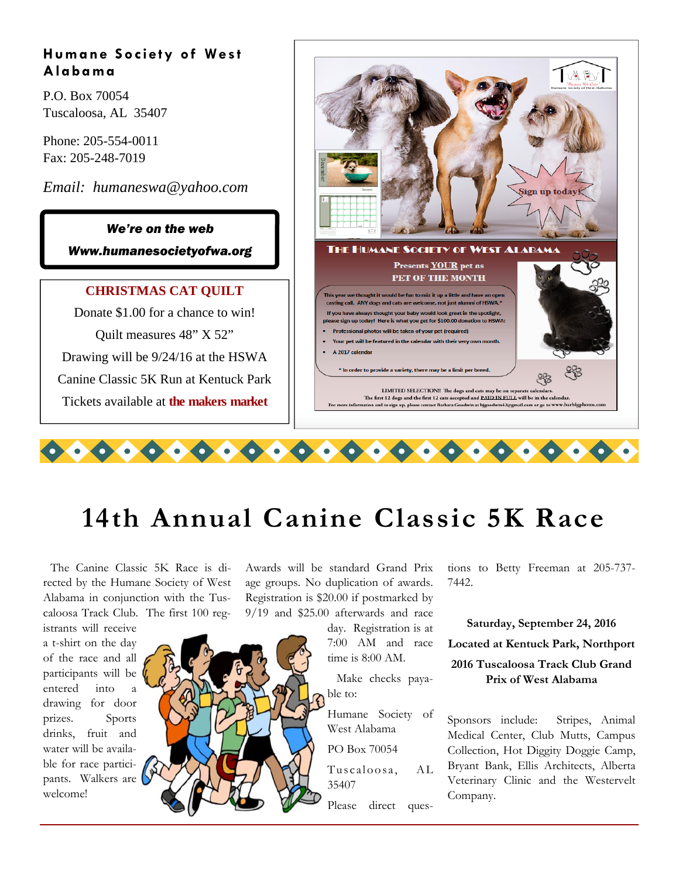**Humane Society of West Alabama**

P.O. Box 70054
Tuscaloosa, AL 35407

Phone: 205-554-0011
Fax: 205-248-7019

*Email: humaneswa@yahoo.com*

***We're on the web***

***Www.humanesocietyofwa.org***

**CHRISTMAS CAT QUILT**

Donate $1.00 for a chance to win!

Quilt measures 48" X 52"

Drawing will be 9/24/16 at the HSWA Canine Classic 5K Run at Kentuck Park

Tickets available at **the makers market**

Sign up today!

THE HUMANE SOCIETY OF WEST ALABAMA

Presents YOUR pet as PET OF THE MONTH

This year we thought it would be fun to mix it up a little and have an open casting call. ANY dogs and cats are welcome, not just alumni of HSWA.*

If you have always thought your baby would look great in the spotlight, please sign up today! Here is what you get for $100.00 donation to HSWA:

- Professional photos will be taken of your pet (required)
- Your pet will be featured in the calendar with their very own month.
- A 2017 calendar

* In order to provide a variety, there may be a limit per breed.

LIMITED SELECTION!! The dogs and cats may be on separate calendars.
The first 12 dogs and the first 12 cats accepted and PAID IN FULL will be in the calendar.
For more information and to sign up, please contact Barbara Goodwin at bjgoodwin42@gmail.com or go to www.barbigphotos.com

# 14th Annual Canine Classic 5K Race

The Canine Classic 5K Race is directed by the Humane Society of West Alabama in conjunction with the Tuscaloosa Track Club. The first 100 registrants will receive a t-shirt on the day of the race and all participants will be entered into a drawing for door prizes. Sports drinks, fruit and water will be available for race participants. Walkers are welcome!

Awards will be standard Grand Prix age groups. No duplication of awards. Registration is $20.00 if postmarked by 9/19 and $25.00 afterwards and race day. Registration is at 7:00 AM and race time is 8:00 AM.

Make checks payable to:

Humane Society of West Alabama

PO Box 70054

Tuscaloosa, AL 35407

Please direct questions to Betty Freeman at 205-737-7442.

**Saturday, September 24, 2016**

**Located at Kentuck Park, Northport**

**2016 Tuscaloosa Track Club Grand Prix of West Alabama**

Sponsors include: Stripes, Animal Medical Center, Club Mutts, Campus Collection, Hot Diggity Doggie Camp, Bryant Bank, Ellis Architects, Alberta Veterinary Clinic and the Westervelt Company.